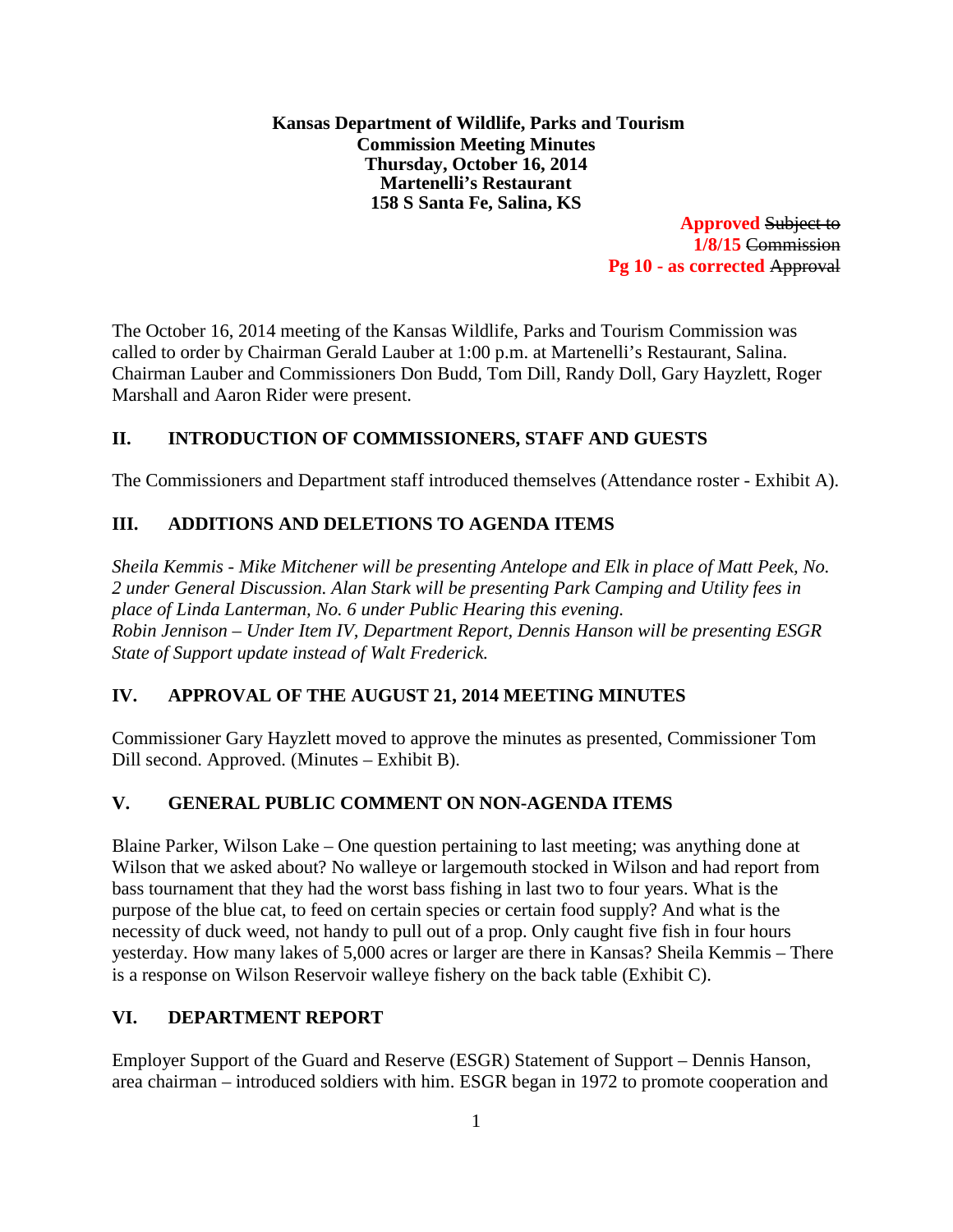**Kansas Department of Wildlife, Parks and Tourism**
**Commission Meeting Minutes**
**Thursday, October 16, 2014**
**Martenelli's Restaurant**
**158 S Santa Fe, Salina, KS**

**Approved** ~~Subject to~~
**1/8/15** ~~Commission~~
**Pg 10 - as corrected** ~~Approval~~

The October 16, 2014 meeting of the Kansas Wildlife, Parks and Tourism Commission was called to order by Chairman Gerald Lauber at 1:00 p.m. at Martenelli's Restaurant, Salina. Chairman Lauber and Commissioners Don Budd, Tom Dill, Randy Doll, Gary Hayzlett, Roger Marshall and Aaron Rider were present.

## II. INTRODUCTION OF COMMISSIONERS, STAFF AND GUESTS

The Commissioners and Department staff introduced themselves (Attendance roster - Exhibit A).

## III. ADDITIONS AND DELETIONS TO AGENDA ITEMS

*Sheila Kemmis - Mike Mitchener will be presenting Antelope and Elk in place of Matt Peek, No. 2 under General Discussion. Alan Stark will be presenting Park Camping and Utility fees in place of Linda Lanterman, No. 6 under Public Hearing this evening.*
*Robin Jennison – Under Item IV, Department Report, Dennis Hanson will be presenting ESGR State of Support update instead of Walt Frederick.*

## IV. APPROVAL OF THE AUGUST 21, 2014 MEETING MINUTES

Commissioner Gary Hayzlett moved to approve the minutes as presented, Commissioner Tom Dill second. Approved. (Minutes – Exhibit B).

## V. GENERAL PUBLIC COMMENT ON NON-AGENDA ITEMS

Blaine Parker, Wilson Lake – One question pertaining to last meeting; was anything done at Wilson that we asked about? No walleye or largemouth stocked in Wilson and had report from bass tournament that they had the worst bass fishing in last two to four years. What is the purpose of the blue cat, to feed on certain species or certain food supply? And what is the necessity of duck weed, not handy to pull out of a prop. Only caught five fish in four hours yesterday. How many lakes of 5,000 acres or larger are there in Kansas? Sheila Kemmis – There is a response on Wilson Reservoir walleye fishery on the back table (Exhibit C).

## VI. DEPARTMENT REPORT

Employer Support of the Guard and Reserve (ESGR) Statement of Support – Dennis Hanson, area chairman – introduced soldiers with him. ESGR began in 1972 to promote cooperation and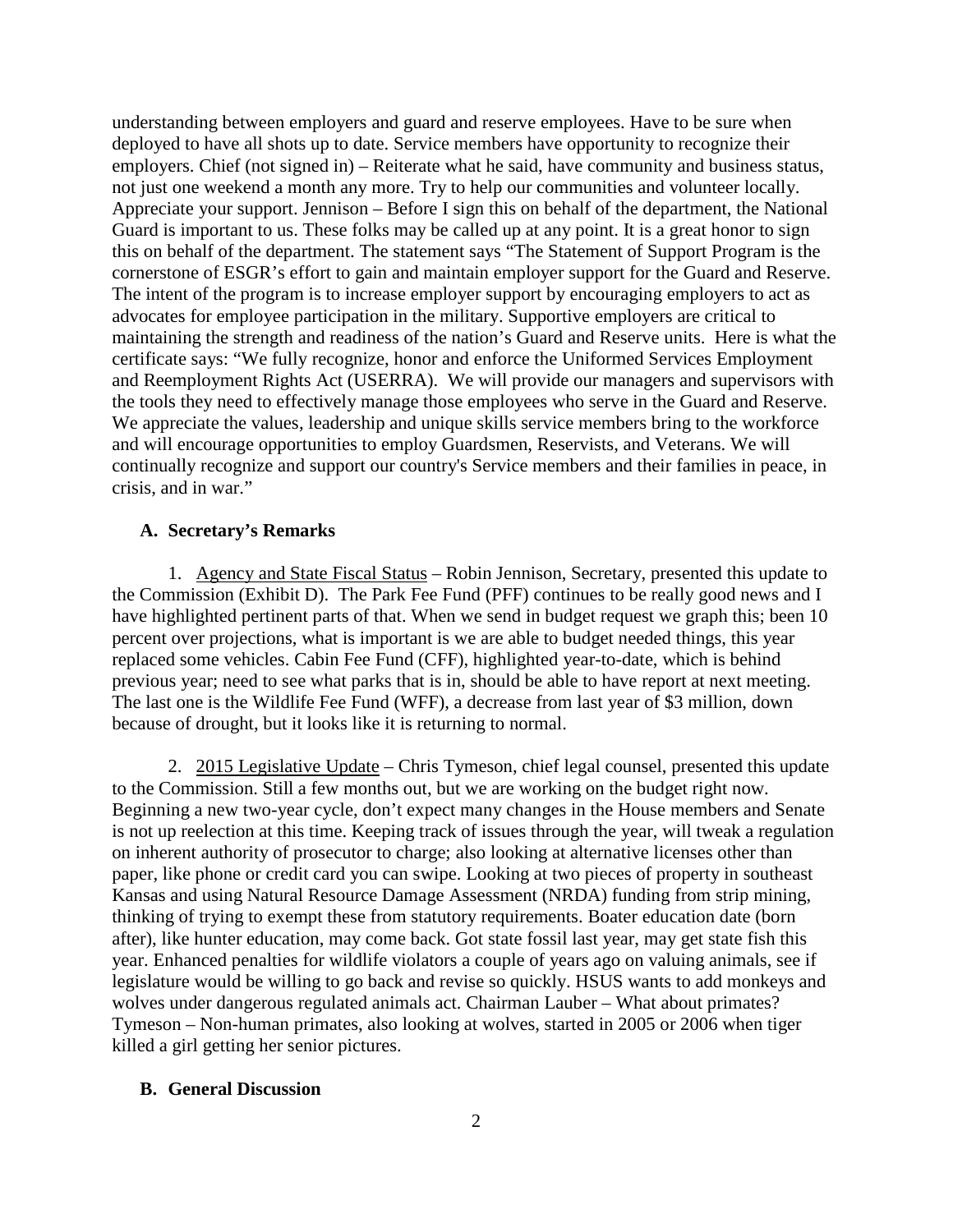understanding between employers and guard and reserve employees. Have to be sure when deployed to have all shots up to date. Service members have opportunity to recognize their employers. Chief (not signed in) – Reiterate what he said, have community and business status, not just one weekend a month any more. Try to help our communities and volunteer locally. Appreciate your support. Jennison – Before I sign this on behalf of the department, the National Guard is important to us. These folks may be called up at any point. It is a great honor to sign this on behalf of the department. The statement says "The Statement of Support Program is the cornerstone of ESGR's effort to gain and maintain employer support for the Guard and Reserve. The intent of the program is to increase employer support by encouraging employers to act as advocates for employee participation in the military. Supportive employers are critical to maintaining the strength and readiness of the nation's Guard and Reserve units. Here is what the certificate says: "We fully recognize, honor and enforce the Uniformed Services Employment and Reemployment Rights Act (USERRA). We will provide our managers and supervisors with the tools they need to effectively manage those employees who serve in the Guard and Reserve. We appreciate the values, leadership and unique skills service members bring to the workforce and will encourage opportunities to employ Guardsmen, Reservists, and Veterans. We will continually recognize and support our country's Service members and their families in peace, in crisis, and in war."

### A. Secretary's Remarks

1. Agency and State Fiscal Status – Robin Jennison, Secretary, presented this update to the Commission (Exhibit D). The Park Fee Fund (PFF) continues to be really good news and I have highlighted pertinent parts of that. When we send in budget request we graph this; been 10 percent over projections, what is important is we are able to budget needed things, this year replaced some vehicles. Cabin Fee Fund (CFF), highlighted year-to-date, which is behind previous year; need to see what parks that is in, should be able to have report at next meeting. The last one is the Wildlife Fee Fund (WFF), a decrease from last year of $3 million, down because of drought, but it looks like it is returning to normal.

2. 2015 Legislative Update – Chris Tymeson, chief legal counsel, presented this update to the Commission. Still a few months out, but we are working on the budget right now. Beginning a new two-year cycle, don't expect many changes in the House members and Senate is not up reelection at this time. Keeping track of issues through the year, will tweak a regulation on inherent authority of prosecutor to charge; also looking at alternative licenses other than paper, like phone or credit card you can swipe. Looking at two pieces of property in southeast Kansas and using Natural Resource Damage Assessment (NRDA) funding from strip mining, thinking of trying to exempt these from statutory requirements. Boater education date (born after), like hunter education, may come back. Got state fossil last year, may get state fish this year. Enhanced penalties for wildlife violators a couple of years ago on valuing animals, see if legislature would be willing to go back and revise so quickly. HSUS wants to add monkeys and wolves under dangerous regulated animals act. Chairman Lauber – What about primates? Tymeson – Non-human primates, also looking at wolves, started in 2005 or 2006 when tiger killed a girl getting her senior pictures.

### B. General Discussion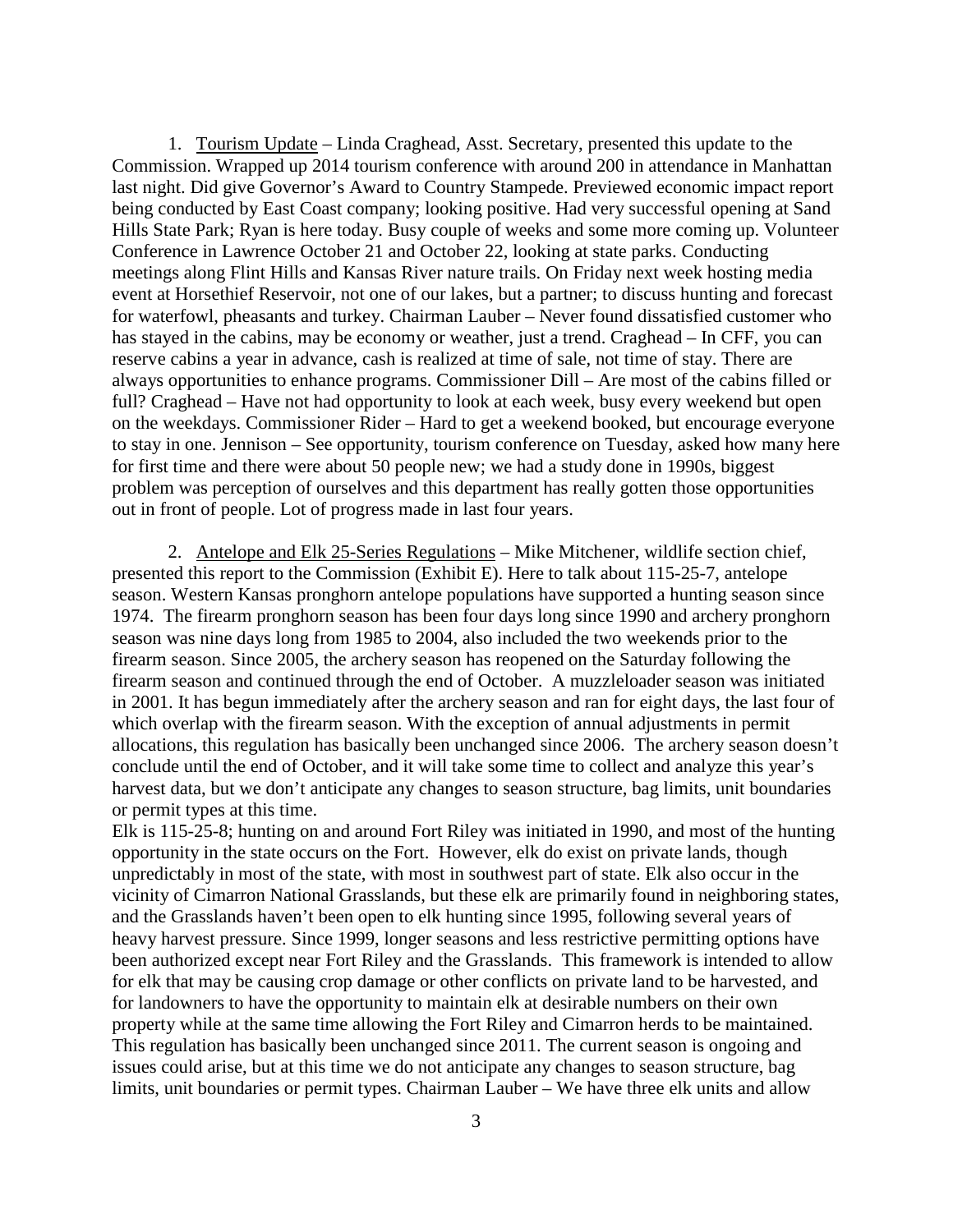1. <u>Tourism Update</u> – Linda Craghead, Asst. Secretary, presented this update to the Commission. Wrapped up 2014 tourism conference with around 200 in attendance in Manhattan last night. Did give Governor's Award to Country Stampede. Previewed economic impact report being conducted by East Coast company; looking positive. Had very successful opening at Sand Hills State Park; Ryan is here today. Busy couple of weeks and some more coming up. Volunteer Conference in Lawrence October 21 and October 22, looking at state parks. Conducting meetings along Flint Hills and Kansas River nature trails. On Friday next week hosting media event at Horsethief Reservoir, not one of our lakes, but a partner; to discuss hunting and forecast for waterfowl, pheasants and turkey. Chairman Lauber – Never found dissatisfied customer who has stayed in the cabins, may be economy or weather, just a trend. Craghead – In CFF, you can reserve cabins a year in advance, cash is realized at time of sale, not time of stay. There are always opportunities to enhance programs. Commissioner Dill – Are most of the cabins filled or full? Craghead – Have not had opportunity to look at each week, busy every weekend but open on the weekdays. Commissioner Rider – Hard to get a weekend booked, but encourage everyone to stay in one. Jennison – See opportunity, tourism conference on Tuesday, asked how many here for first time and there were about 50 people new; we had a study done in 1990s, biggest problem was perception of ourselves and this department has really gotten those opportunities out in front of people. Lot of progress made in last four years.

2. <u>Antelope and Elk 25-Series Regulations</u> – Mike Mitchener, wildlife section chief, presented this report to the Commission (Exhibit E). Here to talk about 115-25-7, antelope season. Western Kansas pronghorn antelope populations have supported a hunting season since 1974. The firearm pronghorn season has been four days long since 1990 and archery pronghorn season was nine days long from 1985 to 2004, also included the two weekends prior to the firearm season. Since 2005, the archery season has reopened on the Saturday following the firearm season and continued through the end of October. A muzzleloader season was initiated in 2001. It has begun immediately after the archery season and ran for eight days, the last four of which overlap with the firearm season. With the exception of annual adjustments in permit allocations, this regulation has basically been unchanged since 2006. The archery season doesn't conclude until the end of October, and it will take some time to collect and analyze this year's harvest data, but we don't anticipate any changes to season structure, bag limits, unit boundaries or permit types at this time.

Elk is 115-25-8; hunting on and around Fort Riley was initiated in 1990, and most of the hunting opportunity in the state occurs on the Fort. However, elk do exist on private lands, though unpredictably in most of the state, with most in southwest part of state. Elk also occur in the vicinity of Cimarron National Grasslands, but these elk are primarily found in neighboring states, and the Grasslands haven't been open to elk hunting since 1995, following several years of heavy harvest pressure. Since 1999, longer seasons and less restrictive permitting options have been authorized except near Fort Riley and the Grasslands. This framework is intended to allow for elk that may be causing crop damage or other conflicts on private land to be harvested, and for landowners to have the opportunity to maintain elk at desirable numbers on their own property while at the same time allowing the Fort Riley and Cimarron herds to be maintained. This regulation has basically been unchanged since 2011. The current season is ongoing and issues could arise, but at this time we do not anticipate any changes to season structure, bag limits, unit boundaries or permit types. Chairman Lauber – We have three elk units and allow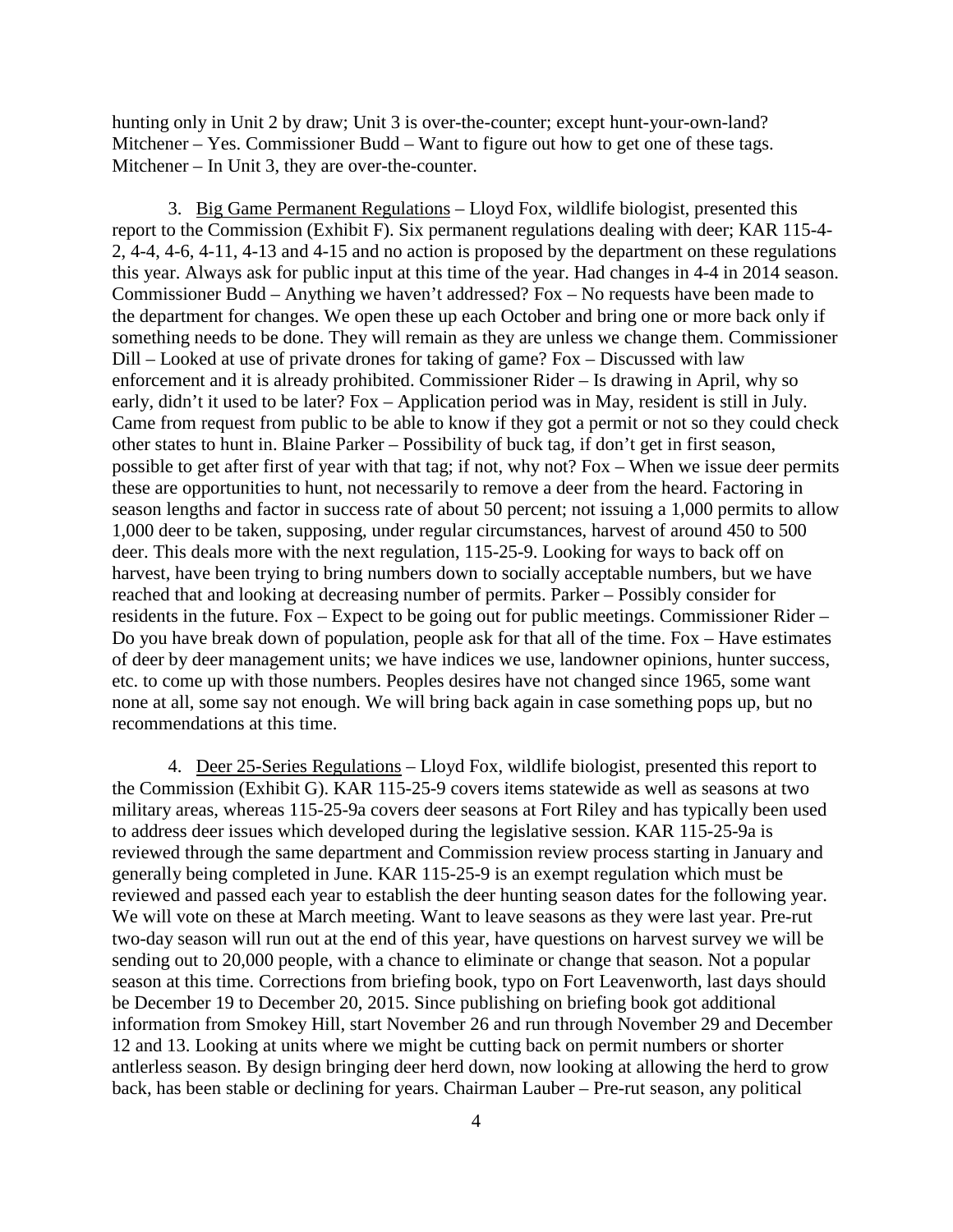hunting only in Unit 2 by draw; Unit 3 is over-the-counter; except hunt-your-own-land? Mitchener – Yes. Commissioner Budd – Want to figure out how to get one of these tags. Mitchener – In Unit 3, they are over-the-counter.

3. Big Game Permanent Regulations – Lloyd Fox, wildlife biologist, presented this report to the Commission (Exhibit F). Six permanent regulations dealing with deer; KAR 115-4-2, 4-4, 4-6, 4-11, 4-13 and 4-15 and no action is proposed by the department on these regulations this year. Always ask for public input at this time of the year. Had changes in 4-4 in 2014 season. Commissioner Budd – Anything we haven't addressed? Fox – No requests have been made to the department for changes. We open these up each October and bring one or more back only if something needs to be done. They will remain as they are unless we change them. Commissioner Dill – Looked at use of private drones for taking of game? Fox – Discussed with law enforcement and it is already prohibited. Commissioner Rider – Is drawing in April, why so early, didn't it used to be later? Fox – Application period was in May, resident is still in July. Came from request from public to be able to know if they got a permit or not so they could check other states to hunt in. Blaine Parker – Possibility of buck tag, if don't get in first season, possible to get after first of year with that tag; if not, why not? Fox – When we issue deer permits these are opportunities to hunt, not necessarily to remove a deer from the heard. Factoring in season lengths and factor in success rate of about 50 percent; not issuing a 1,000 permits to allow 1,000 deer to be taken, supposing, under regular circumstances, harvest of around 450 to 500 deer. This deals more with the next regulation, 115-25-9. Looking for ways to back off on harvest, have been trying to bring numbers down to socially acceptable numbers, but we have reached that and looking at decreasing number of permits. Parker – Possibly consider for residents in the future. Fox – Expect to be going out for public meetings. Commissioner Rider – Do you have break down of population, people ask for that all of the time. Fox – Have estimates of deer by deer management units; we have indices we use, landowner opinions, hunter success, etc. to come up with those numbers. Peoples desires have not changed since 1965, some want none at all, some say not enough. We will bring back again in case something pops up, but no recommendations at this time.

4. Deer 25-Series Regulations – Lloyd Fox, wildlife biologist, presented this report to the Commission (Exhibit G). KAR 115-25-9 covers items statewide as well as seasons at two military areas, whereas 115-25-9a covers deer seasons at Fort Riley and has typically been used to address deer issues which developed during the legislative session. KAR 115-25-9a is reviewed through the same department and Commission review process starting in January and generally being completed in June. KAR 115-25-9 is an exempt regulation which must be reviewed and passed each year to establish the deer hunting season dates for the following year. We will vote on these at March meeting. Want to leave seasons as they were last year. Pre-rut two-day season will run out at the end of this year, have questions on harvest survey we will be sending out to 20,000 people, with a chance to eliminate or change that season. Not a popular season at this time. Corrections from briefing book, typo on Fort Leavenworth, last days should be December 19 to December 20, 2015. Since publishing on briefing book got additional information from Smokey Hill, start November 26 and run through November 29 and December 12 and 13. Looking at units where we might be cutting back on permit numbers or shorter antlerless season. By design bringing deer herd down, now looking at allowing the herd to grow back, has been stable or declining for years. Chairman Lauber – Pre-rut season, any political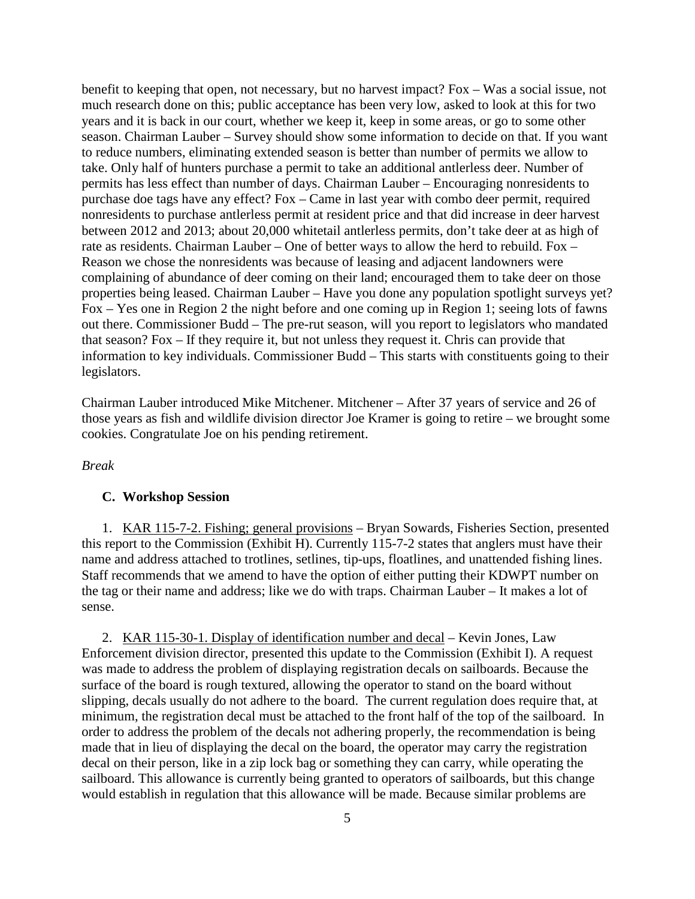benefit to keeping that open, not necessary, but no harvest impact? Fox – Was a social issue, not much research done on this; public acceptance has been very low, asked to look at this for two years and it is back in our court, whether we keep it, keep in some areas, or go to some other season. Chairman Lauber – Survey should show some information to decide on that. If you want to reduce numbers, eliminating extended season is better than number of permits we allow to take. Only half of hunters purchase a permit to take an additional antlerless deer. Number of permits has less effect than number of days. Chairman Lauber – Encouraging nonresidents to purchase doe tags have any effect? Fox – Came in last year with combo deer permit, required nonresidents to purchase antlerless permit at resident price and that did increase in deer harvest between 2012 and 2013; about 20,000 whitetail antlerless permits, don't take deer at as high of rate as residents. Chairman Lauber – One of better ways to allow the herd to rebuild. Fox – Reason we chose the nonresidents was because of leasing and adjacent landowners were complaining of abundance of deer coming on their land; encouraged them to take deer on those properties being leased. Chairman Lauber – Have you done any population spotlight surveys yet? Fox – Yes one in Region 2 the night before and one coming up in Region 1; seeing lots of fawns out there. Commissioner Budd – The pre-rut season, will you report to legislators who mandated that season? Fox – If they require it, but not unless they request it. Chris can provide that information to key individuals. Commissioner Budd – This starts with constituents going to their legislators.

Chairman Lauber introduced Mike Mitchener. Mitchener – After 37 years of service and 26 of those years as fish and wildlife division director Joe Kramer is going to retire – we brought some cookies. Congratulate Joe on his pending retirement.

*Break*

### C. Workshop Session

1. KAR 115-7-2. Fishing; general provisions – Bryan Sowards, Fisheries Section, presented this report to the Commission (Exhibit H). Currently 115-7-2 states that anglers must have their name and address attached to trotlines, setlines, tip-ups, floatlines, and unattended fishing lines. Staff recommends that we amend to have the option of either putting their KDWPT number on the tag or their name and address; like we do with traps. Chairman Lauber – It makes a lot of sense.

2. KAR 115-30-1. Display of identification number and decal – Kevin Jones, Law Enforcement division director, presented this update to the Commission (Exhibit I). A request was made to address the problem of displaying registration decals on sailboards. Because the surface of the board is rough textured, allowing the operator to stand on the board without slipping, decals usually do not adhere to the board. The current regulation does require that, at minimum, the registration decal must be attached to the front half of the top of the sailboard. In order to address the problem of the decals not adhering properly, the recommendation is being made that in lieu of displaying the decal on the board, the operator may carry the registration decal on their person, like in a zip lock bag or something they can carry, while operating the sailboard. This allowance is currently being granted to operators of sailboards, but this change would establish in regulation that this allowance will be made. Because similar problems are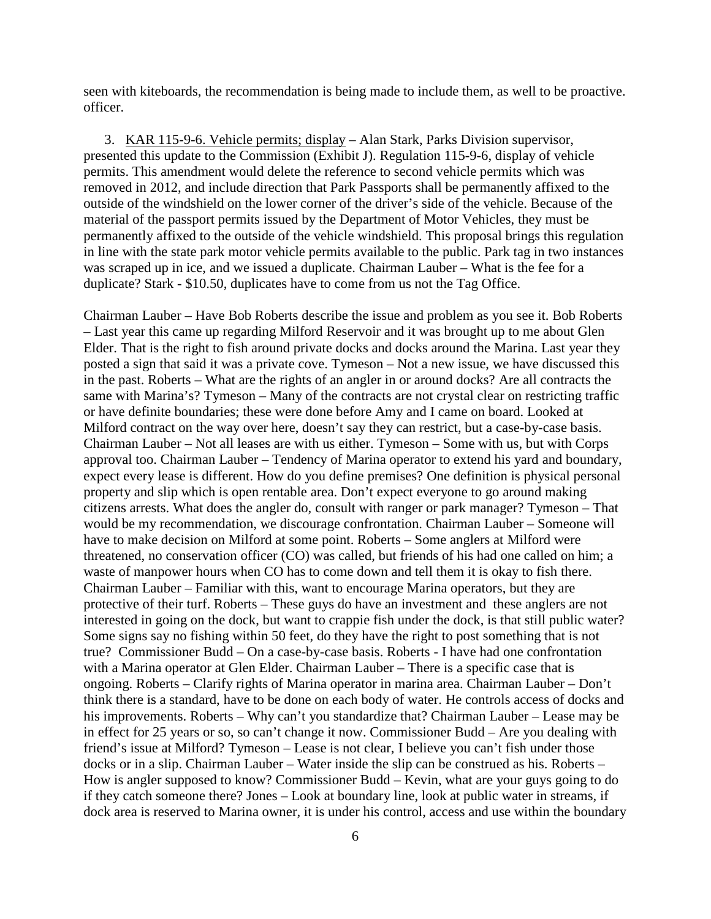seen with kiteboards, the recommendation is being made to include them, as well to be proactive. officer.

3. KAR 115-9-6. Vehicle permits; display – Alan Stark, Parks Division supervisor, presented this update to the Commission (Exhibit J). Regulation 115-9-6, display of vehicle permits. This amendment would delete the reference to second vehicle permits which was removed in 2012, and include direction that Park Passports shall be permanently affixed to the outside of the windshield on the lower corner of the driver's side of the vehicle. Because of the material of the passport permits issued by the Department of Motor Vehicles, they must be permanently affixed to the outside of the vehicle windshield. This proposal brings this regulation in line with the state park motor vehicle permits available to the public. Park tag in two instances was scraped up in ice, and we issued a duplicate. Chairman Lauber – What is the fee for a duplicate? Stark - $10.50, duplicates have to come from us not the Tag Office.

Chairman Lauber – Have Bob Roberts describe the issue and problem as you see it. Bob Roberts – Last year this came up regarding Milford Reservoir and it was brought up to me about Glen Elder. That is the right to fish around private docks and docks around the Marina. Last year they posted a sign that said it was a private cove. Tymeson – Not a new issue, we have discussed this in the past. Roberts – What are the rights of an angler in or around docks? Are all contracts the same with Marina's? Tymeson – Many of the contracts are not crystal clear on restricting traffic or have definite boundaries; these were done before Amy and I came on board. Looked at Milford contract on the way over here, doesn't say they can restrict, but a case-by-case basis. Chairman Lauber – Not all leases are with us either. Tymeson – Some with us, but with Corps approval too. Chairman Lauber – Tendency of Marina operator to extend his yard and boundary, expect every lease is different. How do you define premises? One definition is physical personal property and slip which is open rentable area. Don't expect everyone to go around making citizens arrests. What does the angler do, consult with ranger or park manager? Tymeson – That would be my recommendation, we discourage confrontation. Chairman Lauber – Someone will have to make decision on Milford at some point. Roberts – Some anglers at Milford were threatened, no conservation officer (CO) was called, but friends of his had one called on him; a waste of manpower hours when CO has to come down and tell them it is okay to fish there. Chairman Lauber – Familiar with this, want to encourage Marina operators, but they are protective of their turf. Roberts – These guys do have an investment and these anglers are not interested in going on the dock, but want to crappie fish under the dock, is that still public water? Some signs say no fishing within 50 feet, do they have the right to post something that is not true? Commissioner Budd – On a case-by-case basis. Roberts - I have had one confrontation with a Marina operator at Glen Elder. Chairman Lauber – There is a specific case that is ongoing. Roberts – Clarify rights of Marina operator in marina area. Chairman Lauber – Don't think there is a standard, have to be done on each body of water. He controls access of docks and his improvements. Roberts – Why can't you standardize that? Chairman Lauber – Lease may be in effect for 25 years or so, so can't change it now. Commissioner Budd – Are you dealing with friend's issue at Milford? Tymeson – Lease is not clear, I believe you can't fish under those docks or in a slip. Chairman Lauber – Water inside the slip can be construed as his. Roberts – How is angler supposed to know? Commissioner Budd – Kevin, what are your guys going to do if they catch someone there? Jones – Look at boundary line, look at public water in streams, if dock area is reserved to Marina owner, it is under his control, access and use within the boundary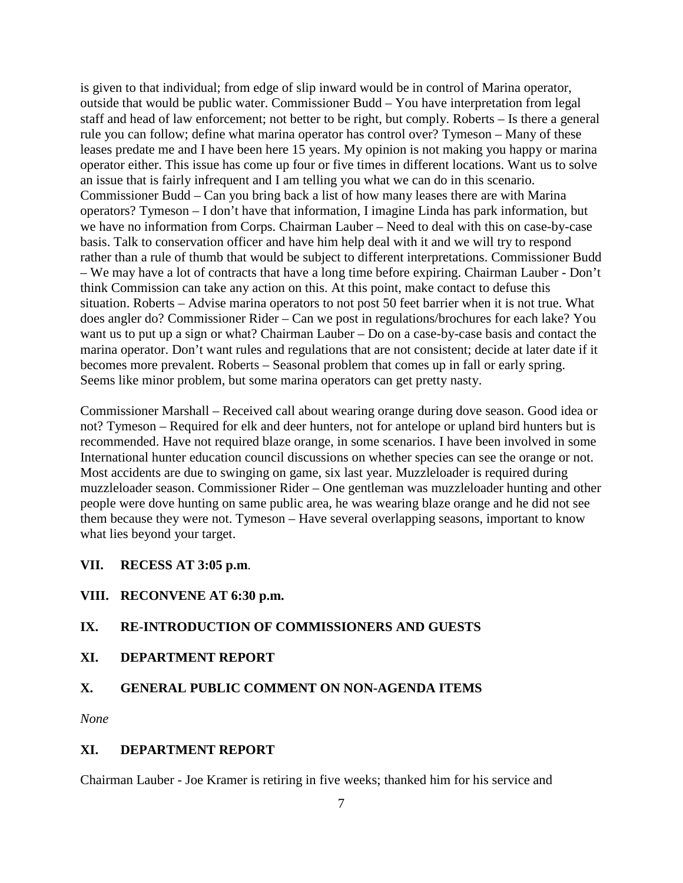is given to that individual; from edge of slip inward would be in control of Marina operator, outside that would be public water. Commissioner Budd – You have interpretation from legal staff and head of law enforcement; not better to be right, but comply. Roberts – Is there a general rule you can follow; define what marina operator has control over? Tymeson – Many of these leases predate me and I have been here 15 years. My opinion is not making you happy or marina operator either. This issue has come up four or five times in different locations. Want us to solve an issue that is fairly infrequent and I am telling you what we can do in this scenario. Commissioner Budd – Can you bring back a list of how many leases there are with Marina operators? Tymeson – I don't have that information, I imagine Linda has park information, but we have no information from Corps. Chairman Lauber – Need to deal with this on case-by-case basis. Talk to conservation officer and have him help deal with it and we will try to respond rather than a rule of thumb that would be subject to different interpretations. Commissioner Budd – We may have a lot of contracts that have a long time before expiring. Chairman Lauber - Don't think Commission can take any action on this. At this point, make contact to defuse this situation. Roberts – Advise marina operators to not post 50 feet barrier when it is not true. What does angler do? Commissioner Rider – Can we post in regulations/brochures for each lake? You want us to put up a sign or what? Chairman Lauber – Do on a case-by-case basis and contact the marina operator. Don't want rules and regulations that are not consistent; decide at later date if it becomes more prevalent. Roberts – Seasonal problem that comes up in fall or early spring. Seems like minor problem, but some marina operators can get pretty nasty.

Commissioner Marshall – Received call about wearing orange during dove season. Good idea or not? Tymeson – Required for elk and deer hunters, not for antelope or upland bird hunters but is recommended. Have not required blaze orange, in some scenarios. I have been involved in some International hunter education council discussions on whether species can see the orange or not. Most accidents are due to swinging on game, six last year. Muzzleloader is required during muzzleloader season. Commissioner Rider – One gentleman was muzzleloader hunting and other people were dove hunting on same public area, he was wearing blaze orange and he did not see them because they were not. Tymeson – Have several overlapping seasons, important to know what lies beyond your target.

## VII. RECESS AT 3:05 p.m.

## VIII. RECONVENE AT 6:30 p.m.

## IX. RE-INTRODUCTION OF COMMISSIONERS AND GUESTS

## XI. DEPARTMENT REPORT

## X. GENERAL PUBLIC COMMENT ON NON-AGENDA ITEMS

*None*

## XI. DEPARTMENT REPORT

Chairman Lauber - Joe Kramer is retiring in five weeks; thanked him for his service and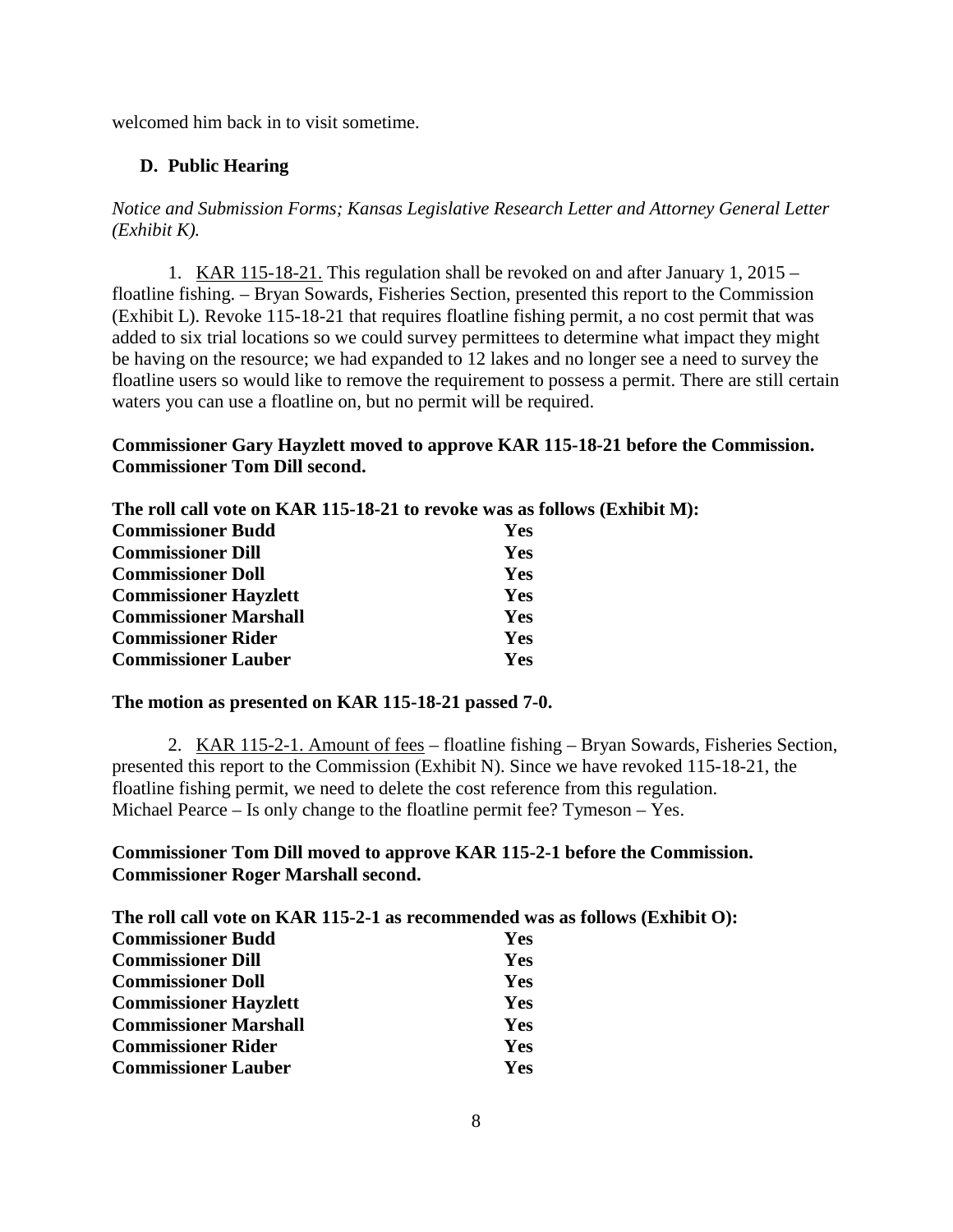welcomed him back in to visit sometime.

### D. Public Hearing

*Notice and Submission Forms; Kansas Legislative Research Letter and Attorney General Letter (Exhibit K).*

1. KAR 115-18-21. This regulation shall be revoked on and after January 1, 2015 – floatline fishing. – Bryan Sowards, Fisheries Section, presented this report to the Commission (Exhibit L). Revoke 115-18-21 that requires floatline fishing permit, a no cost permit that was added to six trial locations so we could survey permittees to determine what impact they might be having on the resource; we had expanded to 12 lakes and no longer see a need to survey the floatline users so would like to remove the requirement to possess a permit. There are still certain waters you can use a floatline on, but no permit will be required.

**Commissioner Gary Hayzlett moved to approve KAR 115-18-21 before the Commission. Commissioner Tom Dill second.**

**The roll call vote on KAR 115-18-21 to revoke was as follows (Exhibit M):**

| | |
|---|---|
| **Commissioner Budd** | **Yes** |
| **Commissioner Dill** | **Yes** |
| **Commissioner Doll** | **Yes** |
| **Commissioner Hayzlett** | **Yes** |
| **Commissioner Marshall** | **Yes** |
| **Commissioner Rider** | **Yes** |
| **Commissioner Lauber** | **Yes** |

**The motion as presented on KAR 115-18-21 passed 7-0.**

2. KAR 115-2-1. Amount of fees – floatline fishing – Bryan Sowards, Fisheries Section, presented this report to the Commission (Exhibit N). Since we have revoked 115-18-21, the floatline fishing permit, we need to delete the cost reference from this regulation. Michael Pearce – Is only change to the floatline permit fee? Tymeson – Yes.

**Commissioner Tom Dill moved to approve KAR 115-2-1 before the Commission. Commissioner Roger Marshall second.**

**The roll call vote on KAR 115-2-1 as recommended was as follows (Exhibit O):**

| | |
|---|---|
| **Commissioner Budd** | **Yes** |
| **Commissioner Dill** | **Yes** |
| **Commissioner Doll** | **Yes** |
| **Commissioner Hayzlett** | **Yes** |
| **Commissioner Marshall** | **Yes** |
| **Commissioner Rider** | **Yes** |
| **Commissioner Lauber** | **Yes** |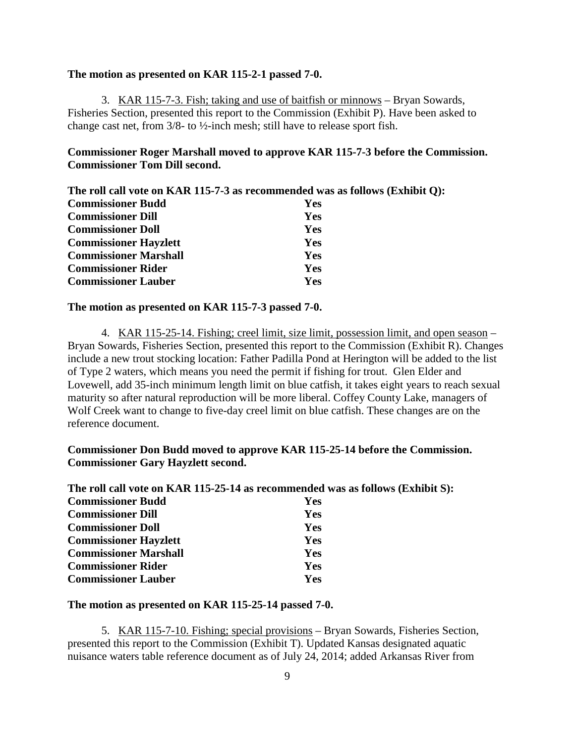**The motion as presented on KAR 115-2-1 passed 7-0.**

3. KAR 115-7-3. Fish; taking and use of baitfish or minnows – Bryan Sowards, Fisheries Section, presented this report to the Commission (Exhibit P). Have been asked to change cast net, from 3/8- to ½-inch mesh; still have to release sport fish.

**Commissioner Roger Marshall moved to approve KAR 115-7-3 before the Commission. Commissioner Tom Dill second.**

**The roll call vote on KAR 115-7-3 as recommended was as follows (Exhibit Q):**

| | |
|---|---|
| **Commissioner Budd** | **Yes** |
| **Commissioner Dill** | **Yes** |
| **Commissioner Doll** | **Yes** |
| **Commissioner Hayzlett** | **Yes** |
| **Commissioner Marshall** | **Yes** |
| **Commissioner Rider** | **Yes** |
| **Commissioner Lauber** | **Yes** |

**The motion as presented on KAR 115-7-3 passed 7-0.**

4. KAR 115-25-14. Fishing; creel limit, size limit, possession limit, and open season – Bryan Sowards, Fisheries Section, presented this report to the Commission (Exhibit R). Changes include a new trout stocking location: Father Padilla Pond at Herington will be added to the list of Type 2 waters, which means you need the permit if fishing for trout. Glen Elder and Lovewell, add 35-inch minimum length limit on blue catfish, it takes eight years to reach sexual maturity so after natural reproduction will be more liberal. Coffey County Lake, managers of Wolf Creek want to change to five-day creel limit on blue catfish. These changes are on the reference document.

**Commissioner Don Budd moved to approve KAR 115-25-14 before the Commission. Commissioner Gary Hayzlett second.**

**The roll call vote on KAR 115-25-14 as recommended was as follows (Exhibit S):**

| | |
|---|---|
| **Commissioner Budd** | **Yes** |
| **Commissioner Dill** | **Yes** |
| **Commissioner Doll** | **Yes** |
| **Commissioner Hayzlett** | **Yes** |
| **Commissioner Marshall** | **Yes** |
| **Commissioner Rider** | **Yes** |
| **Commissioner Lauber** | **Yes** |

**The motion as presented on KAR 115-25-14 passed 7-0.**

5. KAR 115-7-10. Fishing; special provisions – Bryan Sowards, Fisheries Section, presented this report to the Commission (Exhibit T). Updated Kansas designated aquatic nuisance waters table reference document as of July 24, 2014; added Arkansas River from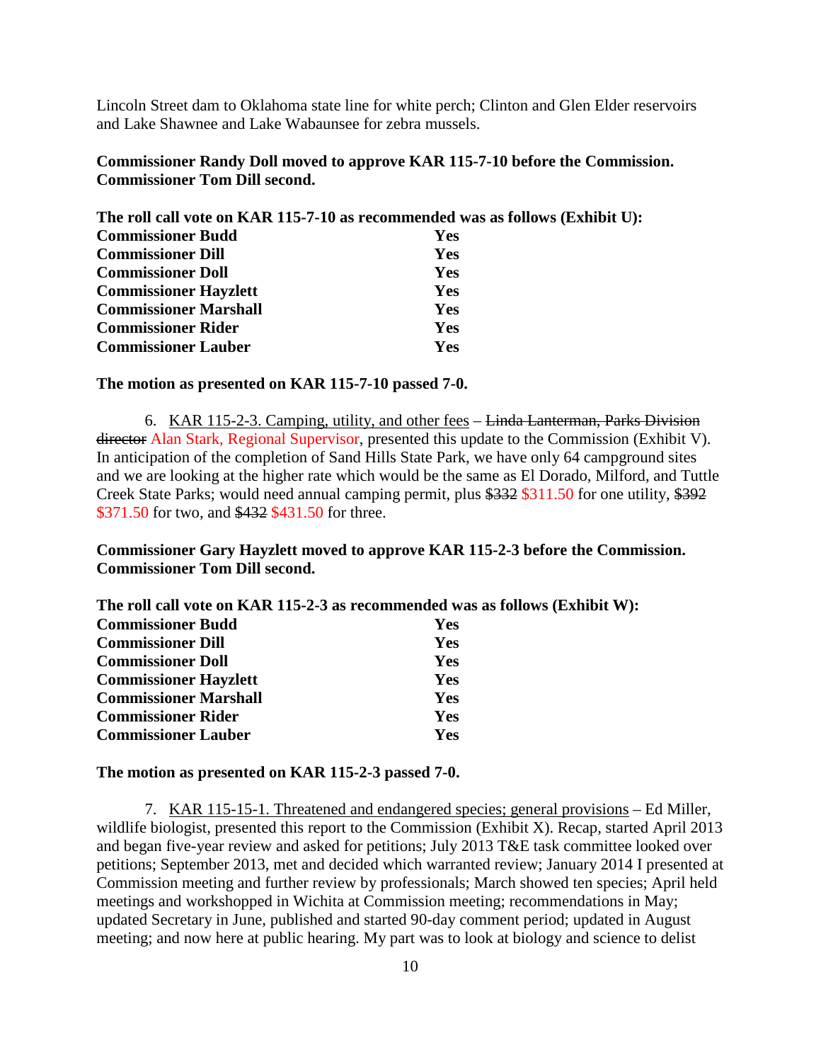Lincoln Street dam to Oklahoma state line for white perch; Clinton and Glen Elder reservoirs and Lake Shawnee and Lake Wabaunsee for zebra mussels.

**Commissioner Randy Doll moved to approve KAR 115-7-10 before the Commission. Commissioner Tom Dill second.**

**The roll call vote on KAR 115-7-10 as recommended was as follows (Exhibit U):**

| | |
|---|---|
| **Commissioner Budd** | **Yes** |
| **Commissioner Dill** | **Yes** |
| **Commissioner Doll** | **Yes** |
| **Commissioner Hayzlett** | **Yes** |
| **Commissioner Marshall** | **Yes** |
| **Commissioner Rider** | **Yes** |
| **Commissioner Lauber** | **Yes** |

**The motion as presented on KAR 115-7-10 passed 7-0.**

6. KAR 115-2-3. Camping, utility, and other fees – ~~Linda Lanterman, Parks Division director~~ Alan Stark, Regional Supervisor, presented this update to the Commission (Exhibit V). In anticipation of the completion of Sand Hills State Park, we have only 64 campground sites and we are looking at the higher rate which would be the same as El Dorado, Milford, and Tuttle Creek State Parks; would need annual camping permit, plus ~~$332~~ $311.50 for one utility, ~~$392~~ $371.50 for two, and ~~$432~~ $431.50 for three.

**Commissioner Gary Hayzlett moved to approve KAR 115-2-3 before the Commission. Commissioner Tom Dill second.**

**The roll call vote on KAR 115-2-3 as recommended was as follows (Exhibit W):**

| | |
|---|---|
| **Commissioner Budd** | **Yes** |
| **Commissioner Dill** | **Yes** |
| **Commissioner Doll** | **Yes** |
| **Commissioner Hayzlett** | **Yes** |
| **Commissioner Marshall** | **Yes** |
| **Commissioner Rider** | **Yes** |
| **Commissioner Lauber** | **Yes** |

**The motion as presented on KAR 115-2-3 passed 7-0.**

7. KAR 115-15-1. Threatened and endangered species; general provisions – Ed Miller, wildlife biologist, presented this report to the Commission (Exhibit X). Recap, started April 2013 and began five-year review and asked for petitions; July 2013 T&E task committee looked over petitions; September 2013, met and decided which warranted review; January 2014 I presented at Commission meeting and further review by professionals; March showed ten species; April held meetings and workshopped in Wichita at Commission meeting; recommendations in May; updated Secretary in June, published and started 90-day comment period; updated in August meeting; and now here at public hearing. My part was to look at biology and science to delist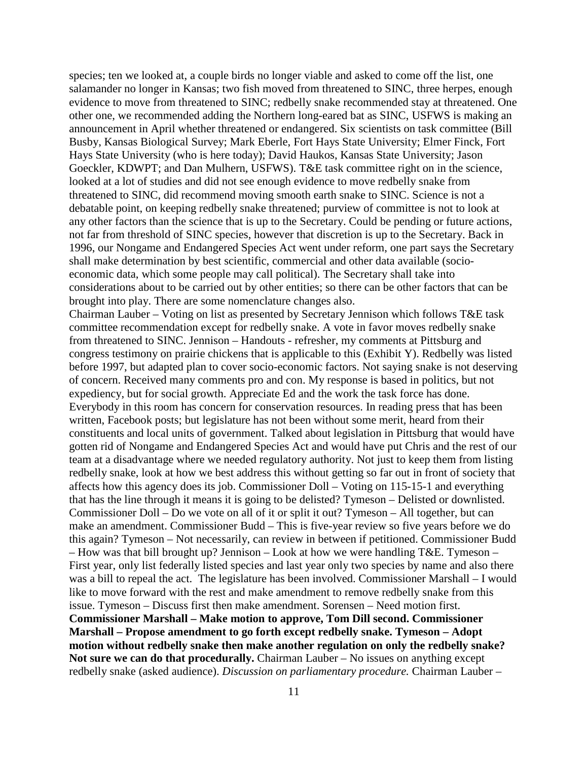species; ten we looked at, a couple birds no longer viable and asked to come off the list, one salamander no longer in Kansas; two fish moved from threatened to SINC, three herpes, enough evidence to move from threatened to SINC; redbelly snake recommended stay at threatened. One other one, we recommended adding the Northern long-eared bat as SINC, USFWS is making an announcement in April whether threatened or endangered. Six scientists on task committee (Bill Busby, Kansas Biological Survey; Mark Eberle, Fort Hays State University; Elmer Finck, Fort Hays State University (who is here today); David Haukos, Kansas State University; Jason Goeckler, KDWPT; and Dan Mulhern, USFWS). T&E task committee right on in the science, looked at a lot of studies and did not see enough evidence to move redbelly snake from threatened to SINC, did recommend moving smooth earth snake to SINC. Science is not a debatable point, on keeping redbelly snake threatened; purview of committee is not to look at any other factors than the science that is up to the Secretary. Could be pending or future actions, not far from threshold of SINC species, however that discretion is up to the Secretary. Back in 1996, our Nongame and Endangered Species Act went under reform, one part says the Secretary shall make determination by best scientific, commercial and other data available (socio-economic data, which some people may call political). The Secretary shall take into considerations about to be carried out by other entities; so there can be other factors that can be brought into play. There are some nomenclature changes also.

Chairman Lauber – Voting on list as presented by Secretary Jennison which follows T&E task committee recommendation except for redbelly snake. A vote in favor moves redbelly snake from threatened to SINC. Jennison – Handouts - refresher, my comments at Pittsburg and congress testimony on prairie chickens that is applicable to this (Exhibit Y). Redbelly was listed before 1997, but adapted plan to cover socio-economic factors. Not saying snake is not deserving of concern. Received many comments pro and con. My response is based in politics, but not expediency, but for social growth. Appreciate Ed and the work the task force has done. Everybody in this room has concern for conservation resources. In reading press that has been written, Facebook posts; but legislature has not been without some merit, heard from their constituents and local units of government. Talked about legislation in Pittsburg that would have gotten rid of Nongame and Endangered Species Act and would have put Chris and the rest of our team at a disadvantage where we needed regulatory authority. Not just to keep them from listing redbelly snake, look at how we best address this without getting so far out in front of society that affects how this agency does its job. Commissioner Doll – Voting on 115-15-1 and everything that has the line through it means it is going to be delisted? Tymeson – Delisted or downlisted. Commissioner Doll – Do we vote on all of it or split it out? Tymeson – All together, but can make an amendment. Commissioner Budd – This is five-year review so five years before we do this again? Tymeson – Not necessarily, can review in between if petitioned. Commissioner Budd – How was that bill brought up? Jennison – Look at how we were handling T&E. Tymeson – First year, only list federally listed species and last year only two species by name and also there was a bill to repeal the act. The legislature has been involved. Commissioner Marshall – I would like to move forward with the rest and make amendment to remove redbelly snake from this issue. Tymeson – Discuss first then make amendment. Sorensen – Need motion first. **Commissioner Marshall – Make motion to approve, Tom Dill second. Commissioner Marshall – Propose amendment to go forth except redbelly snake. Tymeson – Adopt motion without redbelly snake then make another regulation on only the redbelly snake? Not sure we can do that procedurally.** Chairman Lauber – No issues on anything except redbelly snake (asked audience). *Discussion on parliamentary procedure.* Chairman Lauber –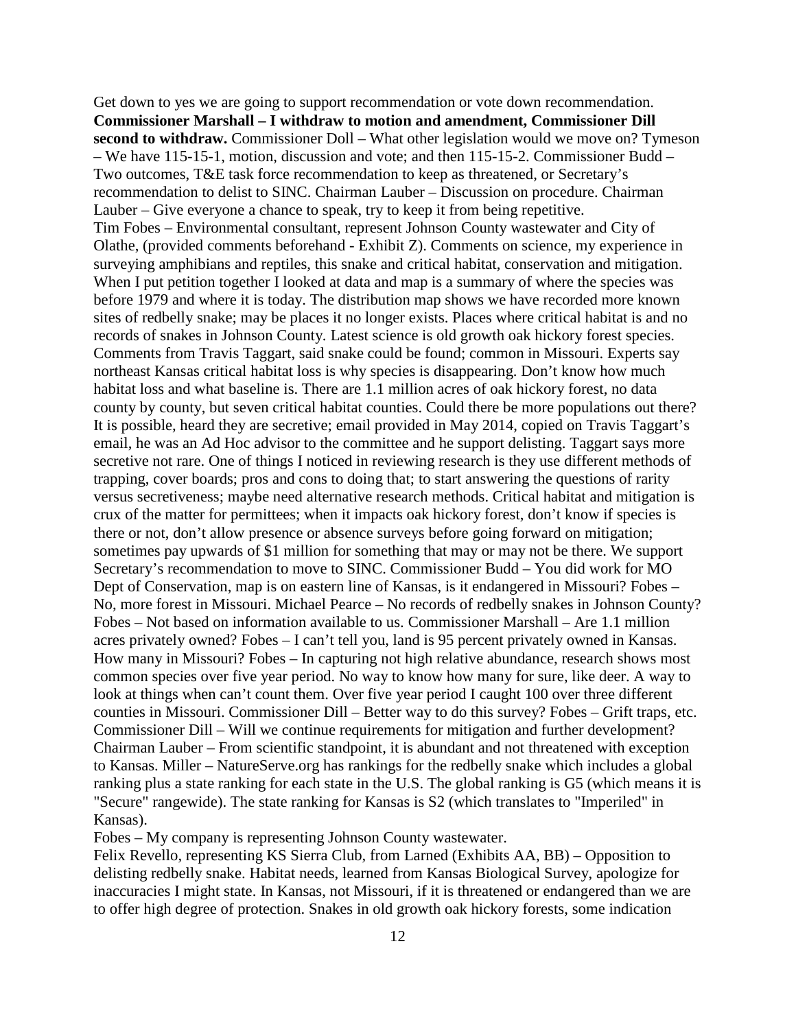Get down to yes we are going to support recommendation or vote down recommendation. **Commissioner Marshall – I withdraw to motion and amendment, Commissioner Dill second to withdraw.** Commissioner Doll – What other legislation would we move on? Tymeson – We have 115-15-1, motion, discussion and vote; and then 115-15-2. Commissioner Budd – Two outcomes, T&E task force recommendation to keep as threatened, or Secretary's recommendation to delist to SINC. Chairman Lauber – Discussion on procedure. Chairman Lauber – Give everyone a chance to speak, try to keep it from being repetitive.

Tim Fobes – Environmental consultant, represent Johnson County wastewater and City of Olathe, (provided comments beforehand - Exhibit Z). Comments on science, my experience in surveying amphibians and reptiles, this snake and critical habitat, conservation and mitigation. When I put petition together I looked at data and map is a summary of where the species was before 1979 and where it is today. The distribution map shows we have recorded more known sites of redbelly snake; may be places it no longer exists. Places where critical habitat is and no records of snakes in Johnson County. Latest science is old growth oak hickory forest species. Comments from Travis Taggart, said snake could be found; common in Missouri. Experts say northeast Kansas critical habitat loss is why species is disappearing. Don't know how much habitat loss and what baseline is. There are 1.1 million acres of oak hickory forest, no data county by county, but seven critical habitat counties. Could there be more populations out there? It is possible, heard they are secretive; email provided in May 2014, copied on Travis Taggart's email, he was an Ad Hoc advisor to the committee and he support delisting. Taggart says more secretive not rare. One of things I noticed in reviewing research is they use different methods of trapping, cover boards; pros and cons to doing that; to start answering the questions of rarity versus secretiveness; maybe need alternative research methods. Critical habitat and mitigation is crux of the matter for permittees; when it impacts oak hickory forest, don't know if species is there or not, don't allow presence or absence surveys before going forward on mitigation; sometimes pay upwards of $1 million for something that may or may not be there. We support Secretary's recommendation to move to SINC. Commissioner Budd – You did work for MO Dept of Conservation, map is on eastern line of Kansas, is it endangered in Missouri? Fobes – No, more forest in Missouri. Michael Pearce – No records of redbelly snakes in Johnson County? Fobes – Not based on information available to us. Commissioner Marshall – Are 1.1 million acres privately owned? Fobes – I can't tell you, land is 95 percent privately owned in Kansas. How many in Missouri? Fobes – In capturing not high relative abundance, research shows most common species over five year period. No way to know how many for sure, like deer. A way to look at things when can't count them. Over five year period I caught 100 over three different counties in Missouri. Commissioner Dill – Better way to do this survey? Fobes – Grift traps, etc. Commissioner Dill – Will we continue requirements for mitigation and further development? Chairman Lauber – From scientific standpoint, it is abundant and not threatened with exception to Kansas. Miller – NatureServe.org has rankings for the redbelly snake which includes a global ranking plus a state ranking for each state in the U.S. The global ranking is G5 (which means it is "Secure" rangewide). The state ranking for Kansas is S2 (which translates to "Imperiled" in Kansas).

Fobes – My company is representing Johnson County wastewater.

Felix Revello, representing KS Sierra Club, from Larned (Exhibits AA, BB) – Opposition to delisting redbelly snake. Habitat needs, learned from Kansas Biological Survey, apologize for inaccuracies I might state. In Kansas, not Missouri, if it is threatened or endangered than we are to offer high degree of protection. Snakes in old growth oak hickory forests, some indication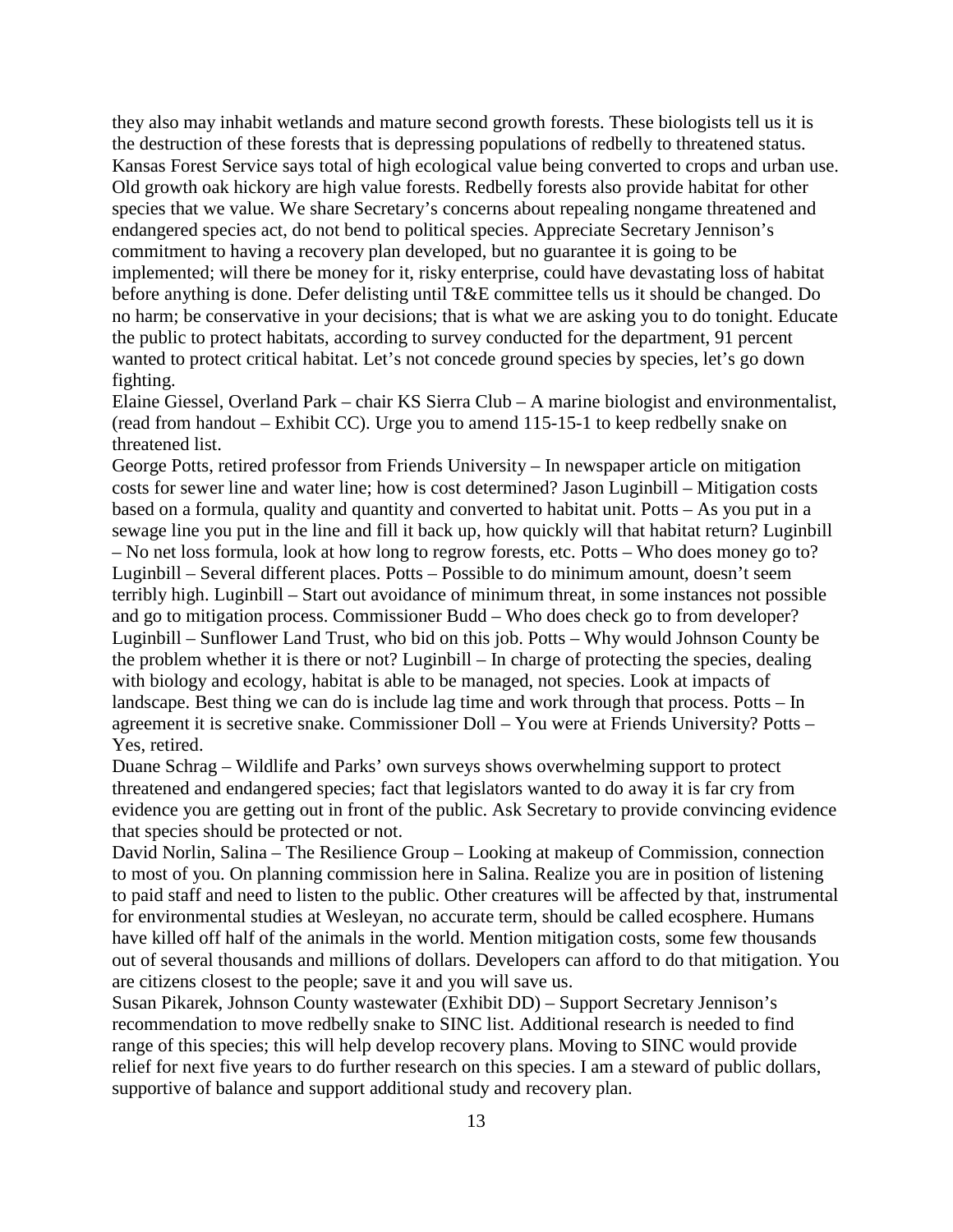they also may inhabit wetlands and mature second growth forests. These biologists tell us it is the destruction of these forests that is depressing populations of redbelly to threatened status. Kansas Forest Service says total of high ecological value being converted to crops and urban use. Old growth oak hickory are high value forests. Redbelly forests also provide habitat for other species that we value. We share Secretary's concerns about repealing nongame threatened and endangered species act, do not bend to political species. Appreciate Secretary Jennison's commitment to having a recovery plan developed, but no guarantee it is going to be implemented; will there be money for it, risky enterprise, could have devastating loss of habitat before anything is done. Defer delisting until T&E committee tells us it should be changed. Do no harm; be conservative in your decisions; that is what we are asking you to do tonight. Educate the public to protect habitats, according to survey conducted for the department, 91 percent wanted to protect critical habitat. Let's not concede ground species by species, let's go down fighting.

Elaine Giessel, Overland Park – chair KS Sierra Club – A marine biologist and environmentalist, (read from handout – Exhibit CC). Urge you to amend 115-15-1 to keep redbelly snake on threatened list.

George Potts, retired professor from Friends University – In newspaper article on mitigation costs for sewer line and water line; how is cost determined? Jason Luginbill – Mitigation costs based on a formula, quality and quantity and converted to habitat unit. Potts – As you put in a sewage line you put in the line and fill it back up, how quickly will that habitat return? Luginbill – No net loss formula, look at how long to regrow forests, etc. Potts – Who does money go to? Luginbill – Several different places. Potts – Possible to do minimum amount, doesn't seem terribly high. Luginbill – Start out avoidance of minimum threat, in some instances not possible and go to mitigation process. Commissioner Budd – Who does check go to from developer? Luginbill – Sunflower Land Trust, who bid on this job. Potts – Why would Johnson County be the problem whether it is there or not? Luginbill – In charge of protecting the species, dealing with biology and ecology, habitat is able to be managed, not species. Look at impacts of landscape. Best thing we can do is include lag time and work through that process. Potts – In agreement it is secretive snake. Commissioner Doll – You were at Friends University? Potts – Yes, retired.

Duane Schrag – Wildlife and Parks' own surveys shows overwhelming support to protect threatened and endangered species; fact that legislators wanted to do away it is far cry from evidence you are getting out in front of the public. Ask Secretary to provide convincing evidence that species should be protected or not.

David Norlin, Salina – The Resilience Group – Looking at makeup of Commission, connection to most of you. On planning commission here in Salina. Realize you are in position of listening to paid staff and need to listen to the public. Other creatures will be affected by that, instrumental for environmental studies at Wesleyan, no accurate term, should be called ecosphere. Humans have killed off half of the animals in the world. Mention mitigation costs, some few thousands out of several thousands and millions of dollars. Developers can afford to do that mitigation. You are citizens closest to the people; save it and you will save us.

Susan Pikarek, Johnson County wastewater (Exhibit DD) – Support Secretary Jennison's recommendation to move redbelly snake to SINC list. Additional research is needed to find range of this species; this will help develop recovery plans. Moving to SINC would provide relief for next five years to do further research on this species. I am a steward of public dollars, supportive of balance and support additional study and recovery plan.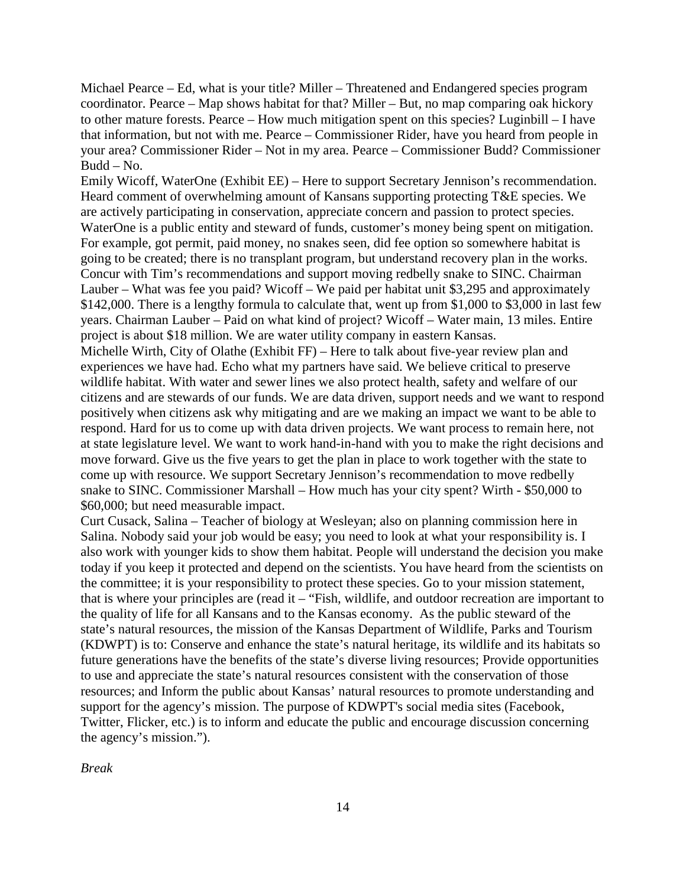Michael Pearce – Ed, what is your title? Miller – Threatened and Endangered species program coordinator. Pearce – Map shows habitat for that? Miller – But, no map comparing oak hickory to other mature forests. Pearce – How much mitigation spent on this species? Luginbill – I have that information, but not with me. Pearce – Commissioner Rider, have you heard from people in your area? Commissioner Rider – Not in my area. Pearce – Commissioner Budd? Commissioner Budd – No.

Emily Wicoff, WaterOne (Exhibit EE) – Here to support Secretary Jennison's recommendation. Heard comment of overwhelming amount of Kansans supporting protecting T&E species. We are actively participating in conservation, appreciate concern and passion to protect species. WaterOne is a public entity and steward of funds, customer's money being spent on mitigation. For example, got permit, paid money, no snakes seen, did fee option so somewhere habitat is going to be created; there is no transplant program, but understand recovery plan in the works. Concur with Tim's recommendations and support moving redbelly snake to SINC. Chairman Lauber – What was fee you paid? Wicoff – We paid per habitat unit $3,295 and approximately $142,000. There is a lengthy formula to calculate that, went up from $1,000 to $3,000 in last few years. Chairman Lauber – Paid on what kind of project? Wicoff – Water main, 13 miles. Entire project is about $18 million. We are water utility company in eastern Kansas.

Michelle Wirth, City of Olathe (Exhibit FF) – Here to talk about five-year review plan and experiences we have had. Echo what my partners have said. We believe critical to preserve wildlife habitat. With water and sewer lines we also protect health, safety and welfare of our citizens and are stewards of our funds. We are data driven, support needs and we want to respond positively when citizens ask why mitigating and are we making an impact we want to be able to respond. Hard for us to come up with data driven projects. We want process to remain here, not at state legislature level. We want to work hand-in-hand with you to make the right decisions and move forward. Give us the five years to get the plan in place to work together with the state to come up with resource. We support Secretary Jennison's recommendation to move redbelly snake to SINC. Commissioner Marshall – How much has your city spent? Wirth - $50,000 to $60,000; but need measurable impact.

Curt Cusack, Salina – Teacher of biology at Wesleyan; also on planning commission here in Salina. Nobody said your job would be easy; you need to look at what your responsibility is. I also work with younger kids to show them habitat. People will understand the decision you make today if you keep it protected and depend on the scientists. You have heard from the scientists on the committee; it is your responsibility to protect these species. Go to your mission statement, that is where your principles are (read it – "Fish, wildlife, and outdoor recreation are important to the quality of life for all Kansans and to the Kansas economy. As the public steward of the state's natural resources, the mission of the Kansas Department of Wildlife, Parks and Tourism (KDWPT) is to: Conserve and enhance the state's natural heritage, its wildlife and its habitats so future generations have the benefits of the state's diverse living resources; Provide opportunities to use and appreciate the state's natural resources consistent with the conservation of those resources; and Inform the public about Kansas' natural resources to promote understanding and support for the agency's mission. The purpose of KDWPT's social media sites (Facebook, Twitter, Flicker, etc.) is to inform and educate the public and encourage discussion concerning the agency's mission.").

*Break*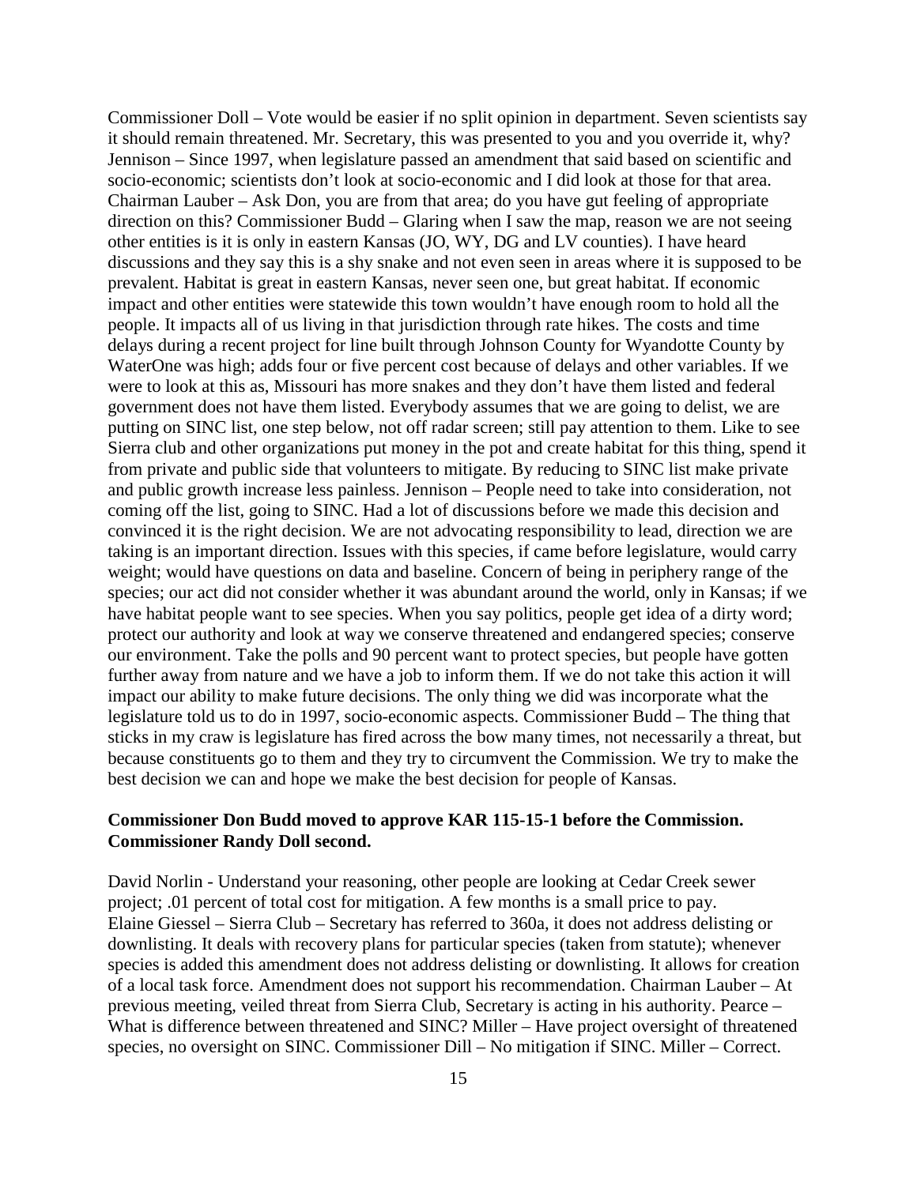Commissioner Doll – Vote would be easier if no split opinion in department. Seven scientists say it should remain threatened. Mr. Secretary, this was presented to you and you override it, why? Jennison – Since 1997, when legislature passed an amendment that said based on scientific and socio-economic; scientists don't look at socio-economic and I did look at those for that area. Chairman Lauber – Ask Don, you are from that area; do you have gut feeling of appropriate direction on this? Commissioner Budd – Glaring when I saw the map, reason we are not seeing other entities is it is only in eastern Kansas (JO, WY, DG and LV counties). I have heard discussions and they say this is a shy snake and not even seen in areas where it is supposed to be prevalent. Habitat is great in eastern Kansas, never seen one, but great habitat. If economic impact and other entities were statewide this town wouldn't have enough room to hold all the people. It impacts all of us living in that jurisdiction through rate hikes. The costs and time delays during a recent project for line built through Johnson County for Wyandotte County by WaterOne was high; adds four or five percent cost because of delays and other variables. If we were to look at this as, Missouri has more snakes and they don't have them listed and federal government does not have them listed. Everybody assumes that we are going to delist, we are putting on SINC list, one step below, not off radar screen; still pay attention to them. Like to see Sierra club and other organizations put money in the pot and create habitat for this thing, spend it from private and public side that volunteers to mitigate. By reducing to SINC list make private and public growth increase less painless. Jennison – People need to take into consideration, not coming off the list, going to SINC. Had a lot of discussions before we made this decision and convinced it is the right decision. We are not advocating responsibility to lead, direction we are taking is an important direction. Issues with this species, if came before legislature, would carry weight; would have questions on data and baseline. Concern of being in periphery range of the species; our act did not consider whether it was abundant around the world, only in Kansas; if we have habitat people want to see species. When you say politics, people get idea of a dirty word; protect our authority and look at way we conserve threatened and endangered species; conserve our environment. Take the polls and 90 percent want to protect species, but people have gotten further away from nature and we have a job to inform them. If we do not take this action it will impact our ability to make future decisions. The only thing we did was incorporate what the legislature told us to do in 1997, socio-economic aspects. Commissioner Budd – The thing that sticks in my craw is legislature has fired across the bow many times, not necessarily a threat, but because constituents go to them and they try to circumvent the Commission. We try to make the best decision we can and hope we make the best decision for people of Kansas.

**Commissioner Don Budd moved to approve KAR 115-15-1 before the Commission. Commissioner Randy Doll second.**

David Norlin - Understand your reasoning, other people are looking at Cedar Creek sewer project; .01 percent of total cost for mitigation. A few months is a small price to pay. Elaine Giessel – Sierra Club – Secretary has referred to 360a, it does not address delisting or downlisting. It deals with recovery plans for particular species (taken from statute); whenever species is added this amendment does not address delisting or downlisting. It allows for creation of a local task force. Amendment does not support his recommendation. Chairman Lauber – At previous meeting, veiled threat from Sierra Club, Secretary is acting in his authority. Pearce – What is difference between threatened and SINC? Miller – Have project oversight of threatened species, no oversight on SINC. Commissioner Dill – No mitigation if SINC. Miller – Correct.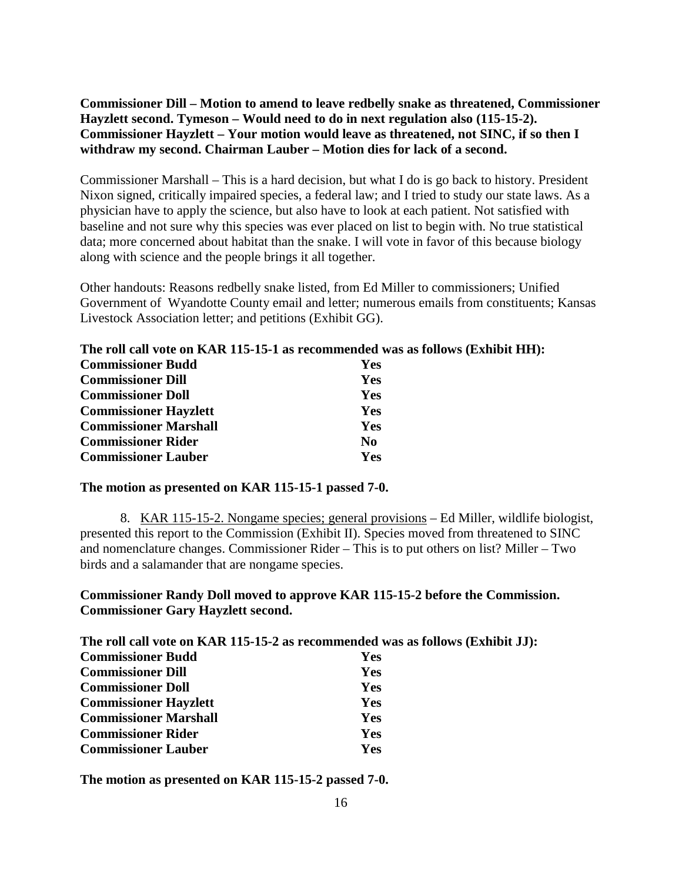**Commissioner Dill – Motion to amend to leave redbelly snake as threatened, Commissioner Hayzlett second. Tymeson – Would need to do in next regulation also (115-15-2). Commissioner Hayzlett – Your motion would leave as threatened, not SINC, if so then I withdraw my second. Chairman Lauber – Motion dies for lack of a second.**

Commissioner Marshall – This is a hard decision, but what I do is go back to history. President Nixon signed, critically impaired species, a federal law; and I tried to study our state laws. As a physician have to apply the science, but also have to look at each patient. Not satisfied with baseline and not sure why this species was ever placed on list to begin with. No true statistical data; more concerned about habitat than the snake. I will vote in favor of this because biology along with science and the people brings it all together.

Other handouts: Reasons redbelly snake listed, from Ed Miller to commissioners; Unified Government of Wyandotte County email and letter; numerous emails from constituents; Kansas Livestock Association letter; and petitions (Exhibit GG).

**The roll call vote on KAR 115-15-1 as recommended was as follows (Exhibit HH):**

| | |
|---|---|
| **Commissioner Budd** | **Yes** |
| **Commissioner Dill** | **Yes** |
| **Commissioner Doll** | **Yes** |
| **Commissioner Hayzlett** | **Yes** |
| **Commissioner Marshall** | **Yes** |
| **Commissioner Rider** | **No** |
| **Commissioner Lauber** | **Yes** |

**The motion as presented on KAR 115-15-1 passed 7-0.**

8. KAR 115-15-2. Nongame species; general provisions – Ed Miller, wildlife biologist, presented this report to the Commission (Exhibit II). Species moved from threatened to SINC and nomenclature changes. Commissioner Rider – This is to put others on list? Miller – Two birds and a salamander that are nongame species.

**Commissioner Randy Doll moved to approve KAR 115-15-2 before the Commission. Commissioner Gary Hayzlett second.**

**The roll call vote on KAR 115-15-2 as recommended was as follows (Exhibit JJ):**

| | |
|---|---|
| **Commissioner Budd** | **Yes** |
| **Commissioner Dill** | **Yes** |
| **Commissioner Doll** | **Yes** |
| **Commissioner Hayzlett** | **Yes** |
| **Commissioner Marshall** | **Yes** |
| **Commissioner Rider** | **Yes** |
| **Commissioner Lauber** | **Yes** |

**The motion as presented on KAR 115-15-2 passed 7-0.**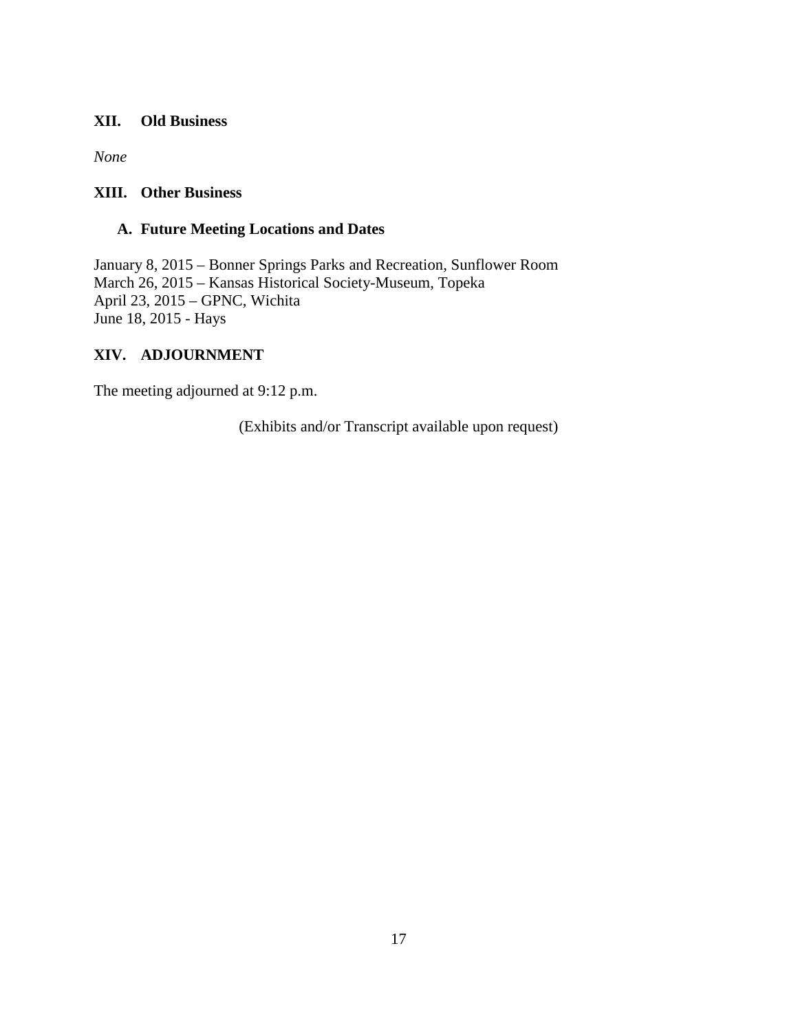## XII. Old Business

*None*

## XIII. Other Business

### A. Future Meeting Locations and Dates

January 8, 2015 – Bonner Springs Parks and Recreation, Sunflower Room
March 26, 2015 – Kansas Historical Society-Museum, Topeka
April 23, 2015 – GPNC, Wichita
June 18, 2015 - Hays

## XIV. ADJOURNMENT

The meeting adjourned at 9:12 p.m.

(Exhibits and/or Transcript available upon request)